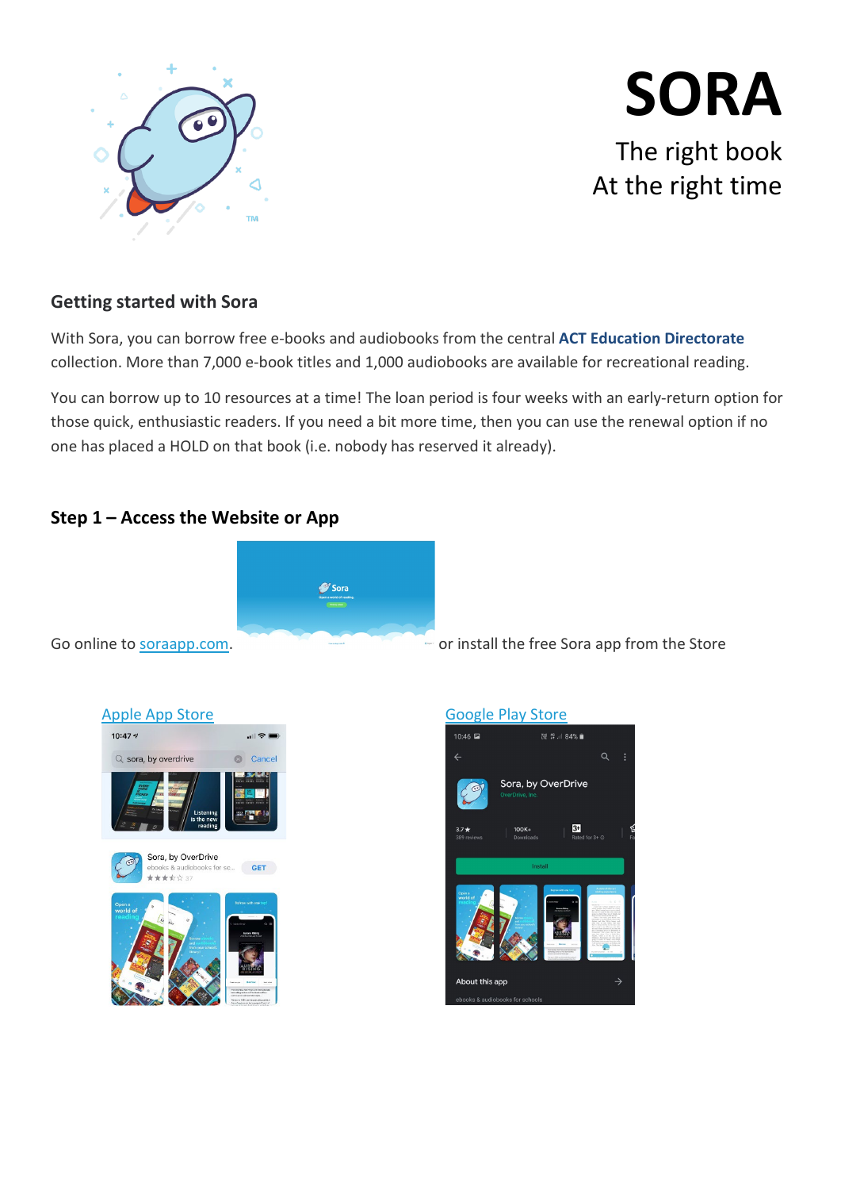# SORA

The right book
At the right time

## Getting started with Sora

With Sora, you can borrow free e-books and audiobooks from the central **ACT Education Directorate** collection. More than 7,000 e-book titles and 1,000 audiobooks are available for recreational reading.

You can borrow up to 10 resources at a time! The loan period is four weeks with an early-return option for those quick, enthusiastic readers. If you need a bit more time, then you can use the renewal option if no one has placed a HOLD on that book (i.e. nobody has reserved it already).

## Step 1 – Access the Website or App

Go online to [soraapp.com](soraapp.com). or install the free Sora app from the Store

[Apple App Store]

[Google Play Store]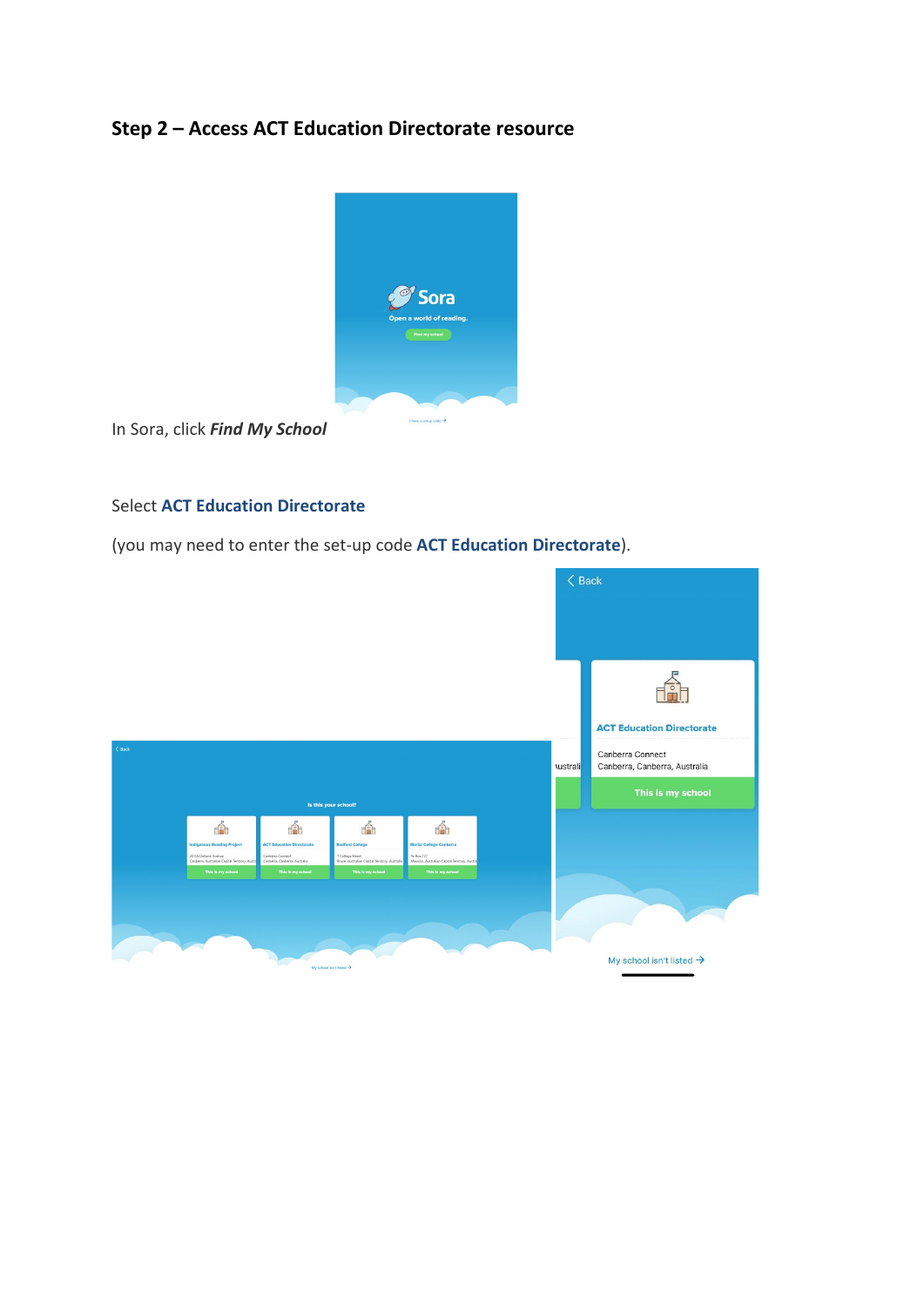## Step 2 – Access ACT Education Directorate resource

In Sora, click ***Find My School***

Select **ACT Education Directorate**

(you may need to enter the set-up code **ACT Education Directorate**).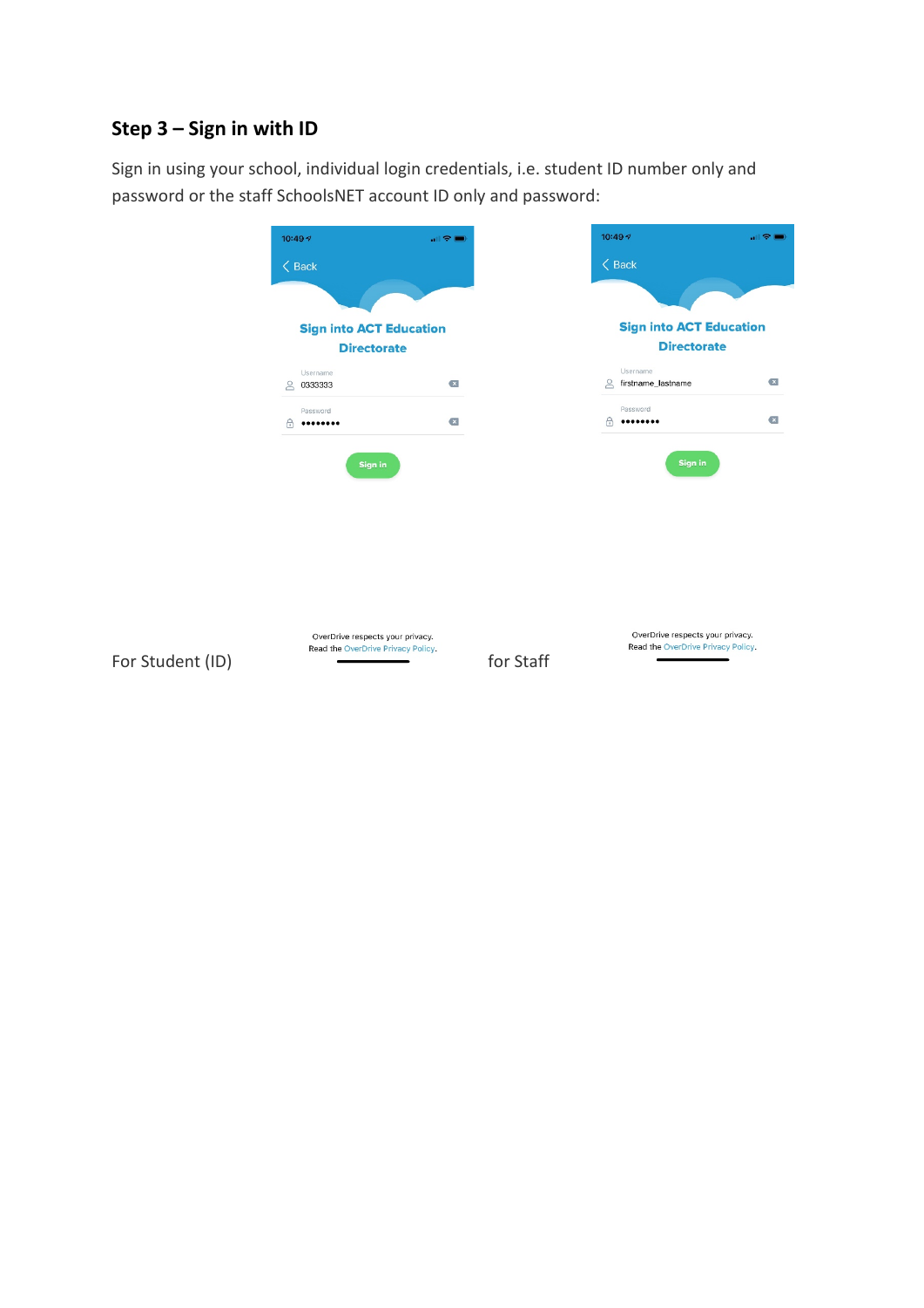### Step 3 – Sign in with ID

Sign in using your school, individual login credentials, i.e. student ID number only and password or the staff SchoolsNET account ID only and password:

For Student (ID)

for Staff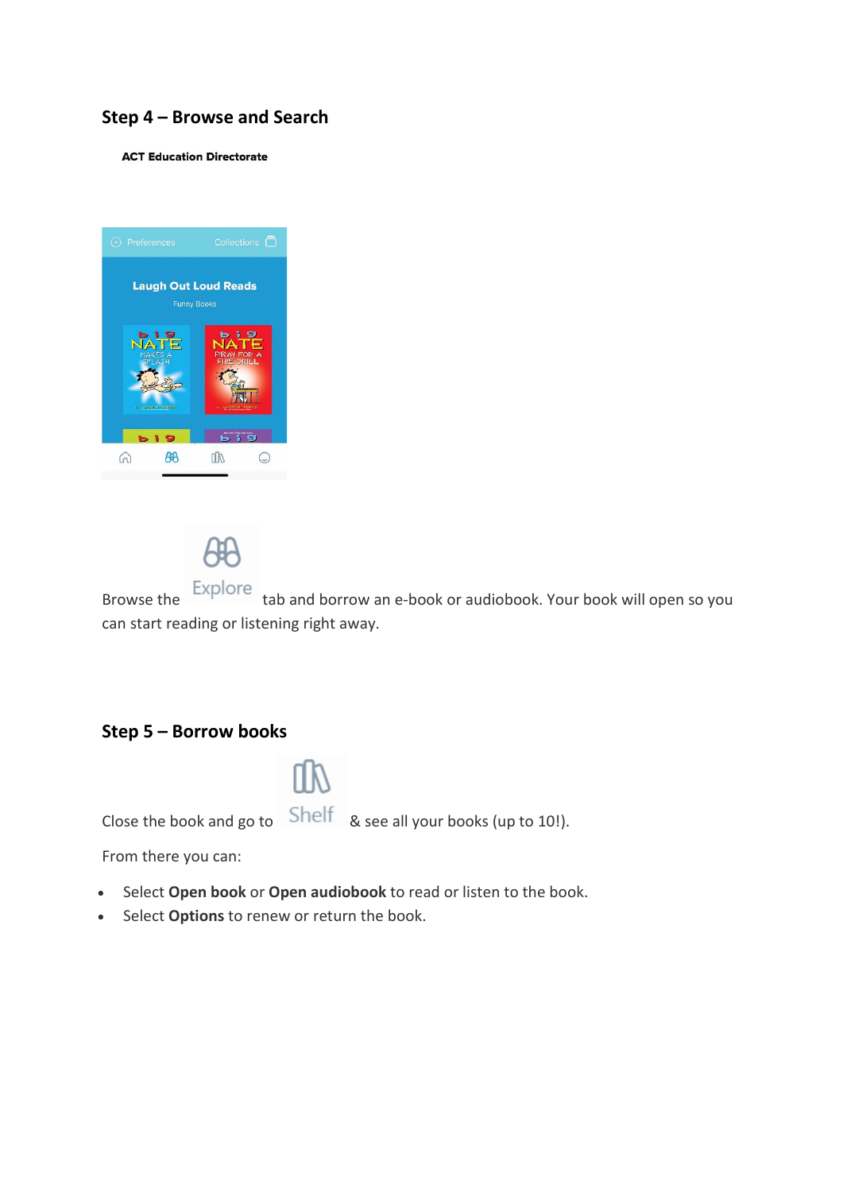## Step 4 – Browse and Search

**ACT Education Directorate**

Browse the Explore tab and borrow an e-book or audiobook. Your book will open so you can start reading or listening right away.

## Step 5 – Borrow books

Close the book and go to Shelf & see all your books (up to 10!).

From there you can:

- Select **Open book** or **Open audiobook** to read or listen to the book.
- Select **Options** to renew or return the book.